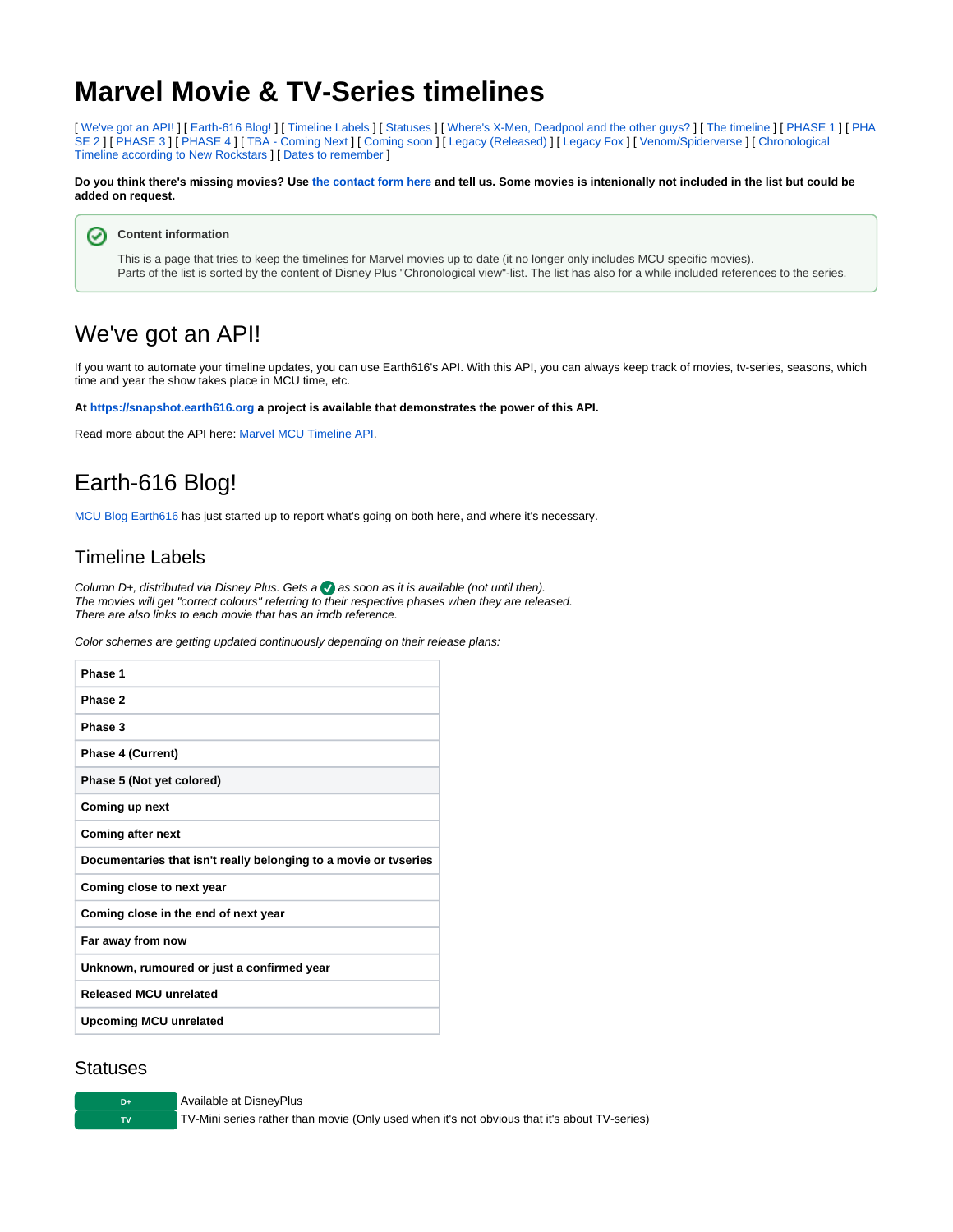# Marvel Movie & TV-Series timelines

[ We've got an API! ] [ Earth-616 Blog! ] [ Timeline Labels ] [ Statuses ] [ Where's X-Men, Deadpool and the other guys? ] [ The timeline ] [ PHASE 1 ] [ PHASE 2 ] [ PHASE 3 ] [ PHASE 4 ] [ TBA - Coming Next ] [ Coming soon ] [ Legacy (Released) ] [ Legacy Fox ] [ Venom/Spiderverse ] [ Chronological Timeline according to New Rockstars ] [ Dates to remember ]

**Do you think there's missing movies? Use the contact form here and tell us. Some movies is intenionally not included in the list but could be added on request.**

> **Content information**
>
> This is a page that tries to keep the timelines for Marvel movies up to date (it no longer only includes MCU specific movies).
> Parts of the list is sorted by the content of Disney Plus "Chronological view"-list. The list has also for a while included references to the series.

## We've got an API!

If you want to automate your timeline updates, you can use Earth616's API. With this API, you can always keep track of movies, tv-series, seasons, which time and year the show takes place in MCU time, etc.

**At https://snapshot.earth616.org a project is available that demonstrates the power of this API.**

Read more about the API here: Marvel MCU Timeline API.

## Earth-616 Blog!

MCU Blog Earth616 has just started up to report what's going on both here, and where it's necessary.

### Timeline Labels

*Column D+, distributed via Disney Plus. Gets a ✓ as soon as it is available (not until then).*
*The movies will get "correct colours" referring to their respective phases when they are released.*
*There are also links to each movie that has an imdb reference.*

*Color schemes are getting updated continuously depending on their release plans:*

| |
|---|
| **Phase 1** |
| **Phase 2** |
| **Phase 3** |
| **Phase 4 (Current)** |
| **Phase 5 (Not yet colored)** |
| **Coming up next** |
| **Coming after next** |
| **Documentaries that isn't really belonging to a movie or tvseries** |
| **Coming close to next year** |
| **Coming close in the end of next year** |
| **Far away from now** |
| **Unknown, rumoured or just a confirmed year** |
| **Released MCU unrelated** |
| **Upcoming MCU unrelated** |

### Statuses

| | |
|---|---|
| D+ | Available at DisneyPlus |
| TV | TV-Mini series rather than movie (Only used when it's not obvious that it's about TV-series) |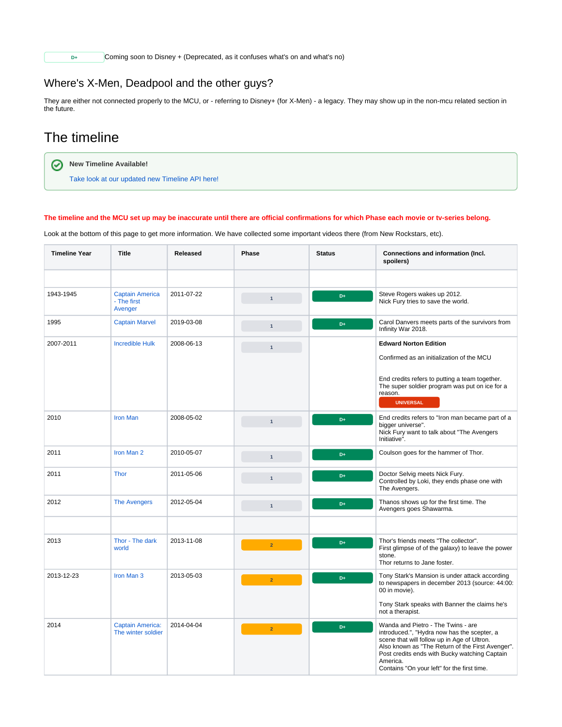| D+ | Coming soon to Disney + (Deprecated, as it confuses what's on and what's no) |
|---|---|

## Where's X-Men, Deadpool and the other guys?

They are either not connected properly to the MCU, or - referring to Disney+ (for X-Men) - a legacy. They may show up in the non-mcu related section in the future.

# The timeline

**New Timeline Available!**

Take look at our updated new Timeline API here!

**The timeline and the MCU set up may be inaccurate until there are official confirmations for which Phase each movie or tv-series belong.**

Look at the bottom of this page to get more information. We have collected some important videos there (from New Rockstars, etc).

| Timeline Year | Title | Released | Phase | Status | Connections and information (Incl. spoilers) |
|---|---|---|---|---|---|
| | | | | | |
| 1943-1945 | Captain America - The first Avenger | 2011-07-22 | 1 | D+ | Steve Rogers wakes up 2012.<br>Nick Fury tries to save the world. |
| 1995 | Captain Marvel | 2019-03-08 | 1 | D+ | Carol Danvers meets parts of the survivors from Infinity War 2018. |
| 2007-2011 | Incredible Hulk | 2008-06-13 | 1 | | **Edward Norton Edition**<br><br>Confirmed as an initialization of the MCU<br><br>End credits refers to putting a team together.<br>The super soldier program was put on ice for a reason.<br>UNIVERSAL |
| 2010 | Iron Man | 2008-05-02 | 1 | D+ | End credits refers to "Iron man became part of a bigger universe".<br>Nick Fury want to talk about "The Avengers Initiative". |
| 2011 | Iron Man 2 | 2010-05-07 | 1 | D+ | Coulson goes for the hammer of Thor. |
| 2011 | Thor | 2011-05-06 | 1 | D+ | Doctor Selvig meets Nick Fury.<br>Controlled by Loki, they ends phase one with The Avengers. |
| 2012 | The Avengers | 2012-05-04 | 1 | D+ | Thanos shows up for the first time. The Avengers goes Shawarma. |
| | | | | | |
| 2013 | Thor - The dark world | 2013-11-08 | 2 | D+ | Thor's friends meets "The collector".<br>First glimpse of of the galaxy) to leave the power stone.<br>Thor returns to Jane foster. |
| 2013-12-23 | Iron Man 3 | 2013-05-03 | 2 | D+ | Tony Stark's Mansion is under attack according to newspapers in december 2013 (source: 44:00:00 in movie).<br><br>Tony Stark speaks with Banner the claims he's not a therapist. |
| 2014 | Captain America: The winter soldier | 2014-04-04 | 2 | D+ | Wanda and Pietro - The Twins - are introduced.", "Hydra now has the scepter, a scene that will follow up in Age of Ultron.<br>Also known as "The Return of the First Avenger".<br>Post credits ends with Bucky watching Captain America.<br>Contains "On your left" for the first time. |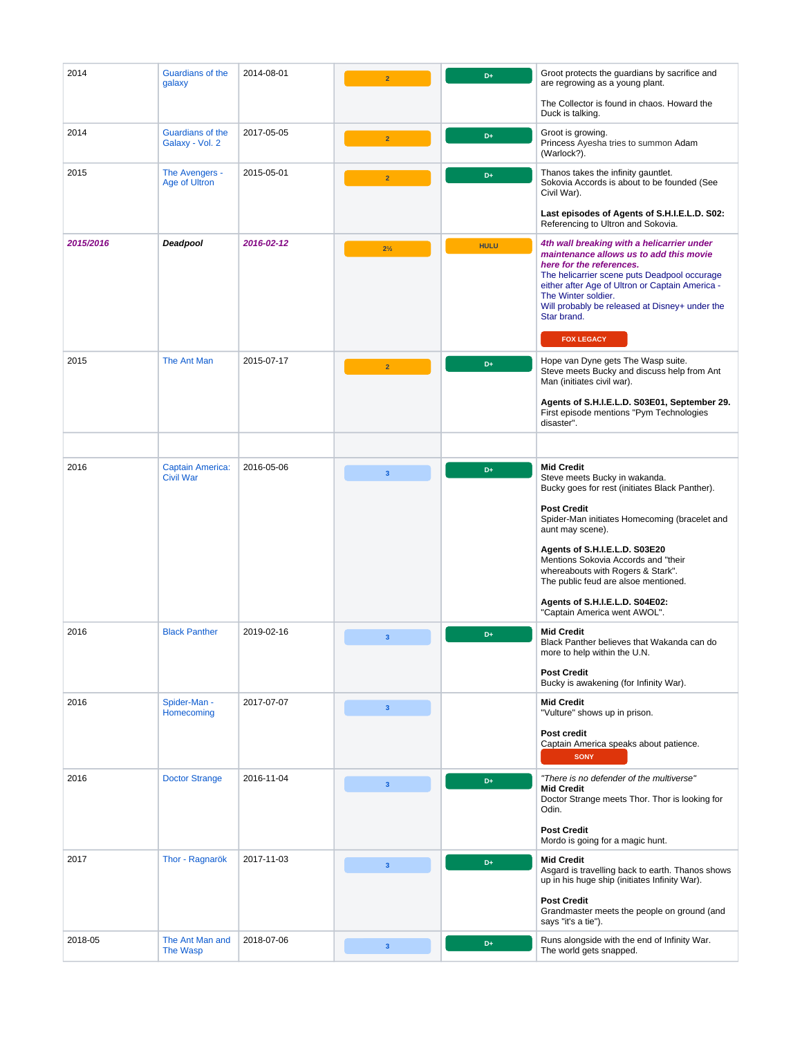| | | | | | |
|---|---|---|---|---|---|
| 2014 | Guardians of the galaxy | 2014-08-01 | 2 | D+ | Groot protects the guardians by sacrifice and are regrowing as a young plant.<br><br>The Collector is found in chaos. Howard the Duck is talking. |
| 2014 | Guardians of the Galaxy - Vol. 2 | 2017-05-05 | 2 | D+ | Groot is growing.<br>Princess Ayesha tries to summon Adam (Warlock?). |
| 2015 | The Avengers - Age of Ultron | 2015-05-01 | 2 | D+ | Thanos takes the infinity gauntlet.<br>Sokovia Accords is about to be founded (See Civil War).<br><br>**Last episodes of Agents of S.H.I.E.L.D. S02:** Referencing to Ultron and Sokovia. |
| *2015/2016* | ***Deadpool*** | *2016-02-12* | 2½ | HULU | ***4th wall breaking with a helicarrier under maintenance allows us to add this movie here for the references.***<br>The helicarrier scene puts Deadpool occurage either after Age of Ultron or Captain America - The Winter soldier.<br>Will probably be released at Disney+ under the Star brand.<br><br>FOX LEGACY |
| 2015 | The Ant Man | 2015-07-17 | 2 | D+ | Hope van Dyne gets The Wasp suite.<br>Steve meets Bucky and discuss help from Ant Man (initiates civil war).<br><br>**Agents of S.H.I.E.L.D. S03E01, September 29.** First episode mentions "Pym Technologies disaster". |
| | | | | | |
| 2016 | Captain America: Civil War | 2016-05-06 | 3 | D+ | **Mid Credit**<br>Steve meets Bucky in wakanda.<br>Bucky goes for rest (initiates Black Panther).<br><br>**Post Credit**<br>Spider-Man initiates Homecoming (bracelet and aunt may scene).<br><br>**Agents of S.H.I.E.L.D. S03E20**<br>Mentions Sokovia Accords and "their whereabouts with Rogers & Stark".<br>The public feud are alsoe mentioned.<br><br>**Agents of S.H.I.E.L.D. S04E02:**<br>"Captain America went AWOL". |
| 2016 | Black Panther | 2019-02-16 | 3 | D+ | **Mid Credit**<br>Black Panther believes that Wakanda can do more to help within the U.N.<br><br>**Post Credit**<br>Bucky is awakening (for Infinity War). |
| 2016 | Spider-Man - Homecoming | 2017-07-07 | 3 | | **Mid Credit**<br>"Vulture" shows up in prison.<br><br>**Post credit**<br>Captain America speaks about patience.<br>SONY |
| 2016 | Doctor Strange | 2016-11-04 | 3 | D+ | *"There is no defender of the multiverse"*<br>**Mid Credit**<br>Doctor Strange meets Thor. Thor is looking for Odin.<br><br>**Post Credit**<br>Mordo is going for a magic hunt. |
| 2017 | Thor - Ragnarök | 2017-11-03 | 3 | D+ | **Mid Credit**<br>Asgard is travelling back to earth. Thanos shows up in his huge ship (initiates Infinity War).<br><br>**Post Credit**<br>Grandmaster meets the people on ground (and says "it's a tie"). |
| 2018-05 | The Ant Man and The Wasp | 2018-07-06 | 3 | D+ | Runs alongside with the end of Infinity War.<br>The world gets snapped. |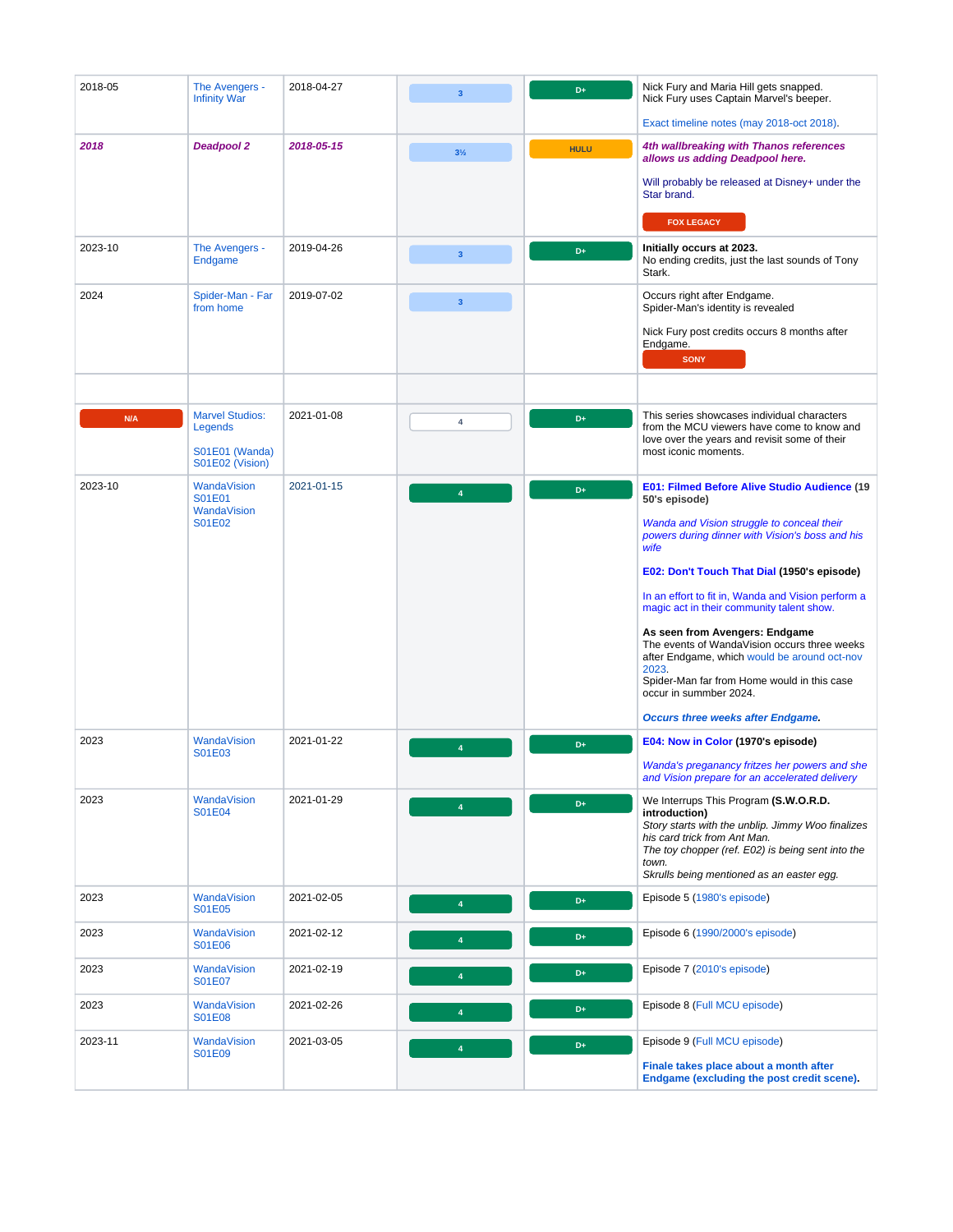| | | | | | |
|---|---|---|---|---|---|
| 2018-05 | The Avengers - Infinity War | 2018-04-27 | 3 | D+ | Nick Fury and Maria Hill gets snapped.<br>Nick Fury uses Captain Marvel's beeper.<br><br>Exact timeline notes (may 2018-oct 2018). |
| ***2018*** | ***Deadpool 2*** | ***2018-05-15*** | 3½ | HULU | ***4th wallbreaking with Thanos references allows us adding Deadpool here.***<br><br>Will probably be released at Disney+ under the Star brand.<br><br>FOX LEGACY |
| 2023-10 | The Avengers - Endgame | 2019-04-26 | 3 | D+ | **Initially occurs at 2023.**<br>No ending credits, just the last sounds of Tony Stark. |
| 2024 | Spider-Man - Far from home | 2019-07-02 | 3 | | Occurs right after Endgame.<br>Spider-Man's identity is revealed<br><br>Nick Fury post credits occurs 8 months after Endgame.<br>SONY |
| | | | | | |
| N/A | Marvel Studios: Legends<br><br>S01E01 (Wanda)<br>S01E02 (Vision) | 2021-01-08 | 4 | D+ | This series showcases individual characters from the MCU viewers have come to know and love over the years and revisit some of their most iconic moments. |
| 2023-10 | WandaVision S01E01<br>WandaVision S01E02 | 2021-01-15 | 4 | D+ | **E01: Filmed Before Alive Studio Audience (19 50's episode)**<br><br>*Wanda and Vision struggle to conceal their powers during dinner with Vision's boss and his wife*<br><br>**E02: Don't Touch That Dial (1950's episode)**<br><br>In an effort to fit in, Wanda and Vision perform a magic act in their community talent show.<br><br>**As seen from Avengers: Endgame**<br>The events of WandaVision occurs three weeks after Endgame, which would be around oct-nov 2023.<br>Spider-Man far from Home would in this case occur in summber 2024.<br><br>***Occurs three weeks after Endgame.*** |
| 2023 | WandaVision S01E03 | 2021-01-22 | 4 | D+ | **E04: Now in Color (1970's episode)**<br><br>*Wanda's preganancy fritzes her powers and she and Vision prepare for an accelerated delivery* |
| 2023 | WandaVision S01E04 | 2021-01-29 | 4 | D+ | We Interrups This Program **(S.W.O.R.D. introduction)**<br>*Story starts with the unblip. Jimmy Woo finalizes his card trick from Ant Man.*<br>*The toy chopper (ref. E02) is being sent into the town.*<br>*Skrulls being mentioned as an easter egg.* |
| 2023 | WandaVision S01E05 | 2021-02-05 | 4 | D+ | Episode 5 (1980's episode) |
| 2023 | WandaVision S01E06 | 2021-02-12 | 4 | D+ | Episode 6 (1990/2000's episode) |
| 2023 | WandaVision S01E07 | 2021-02-19 | 4 | D+ | Episode 7 (2010's episode) |
| 2023 | WandaVision S01E08 | 2021-02-26 | 4 | D+ | Episode 8 (Full MCU episode) |
| 2023-11 | WandaVision S01E09 | 2021-03-05 | 4 | D+ | Episode 9 (Full MCU episode)<br><br>**Finale takes place about a month after Endgame (excluding the post credit scene).** |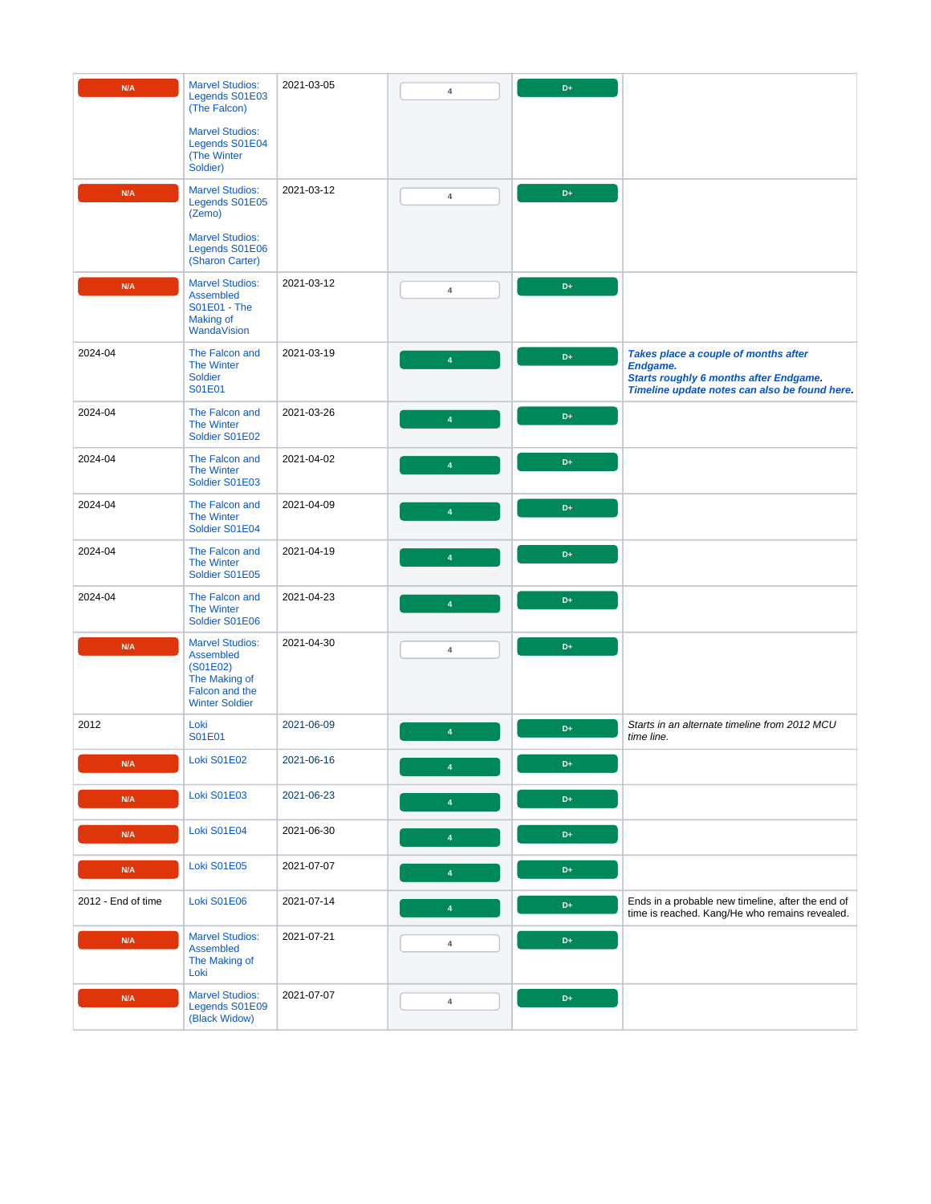| | | | | | |
|---|---|---|---|---|---|
| N/A | Marvel Studios: Legends S01E03 (The Falcon)<br><br>Marvel Studios: Legends S01E04 (The Winter Soldier) | 2021-03-05 | 4 | D+ | |
| N/A | Marvel Studios: Legends S01E05 (Zemo)<br><br>Marvel Studios: Legends S01E06 (Sharon Carter) | 2021-03-12 | 4 | D+ | |
| N/A | Marvel Studios: Assembled S01E01 - The Making of WandaVision | 2021-03-12 | 4 | D+ | |
| 2024-04 | The Falcon and The Winter Soldier S01E01 | 2021-03-19 | 4 | D+ | ***Takes place a couple of months after Endgame.***<br>***Starts roughly 6 months after Endgame.***<br>***Timeline update notes can also be found here.*** |
| 2024-04 | The Falcon and The Winter Soldier S01E02 | 2021-03-26 | 4 | D+ | |
| 2024-04 | The Falcon and The Winter Soldier S01E03 | 2021-04-02 | 4 | D+ | |
| 2024-04 | The Falcon and The Winter Soldier S01E04 | 2021-04-09 | 4 | D+ | |
| 2024-04 | The Falcon and The Winter Soldier S01E05 | 2021-04-19 | 4 | D+ | |
| 2024-04 | The Falcon and The Winter Soldier S01E06 | 2021-04-23 | 4 | D+ | |
| N/A | Marvel Studios: Assembled (S01E02) The Making of Falcon and the Winter Soldier | 2021-04-30 | 4 | D+ | |
| 2012 | Loki S01E01 | 2021-06-09 | 4 | D+ | *Starts in an alternate timeline from 2012 MCU time line.* |
| N/A | Loki S01E02 | 2021-06-16 | 4 | D+ | |
| N/A | Loki S01E03 | 2021-06-23 | 4 | D+ | |
| N/A | Loki S01E04 | 2021-06-30 | 4 | D+ | |
| N/A | Loki S01E05 | 2021-07-07 | 4 | D+ | |
| 2012 - End of time | Loki S01E06 | 2021-07-14 | 4 | D+ | Ends in a probable new timeline, after the end of time is reached. Kang/He who remains revealed. |
| N/A | Marvel Studios: Assembled The Making of Loki | 2021-07-21 | 4 | D+ | |
| N/A | Marvel Studios: Legends S01E09 (Black Widow) | 2021-07-07 | 4 | D+ | |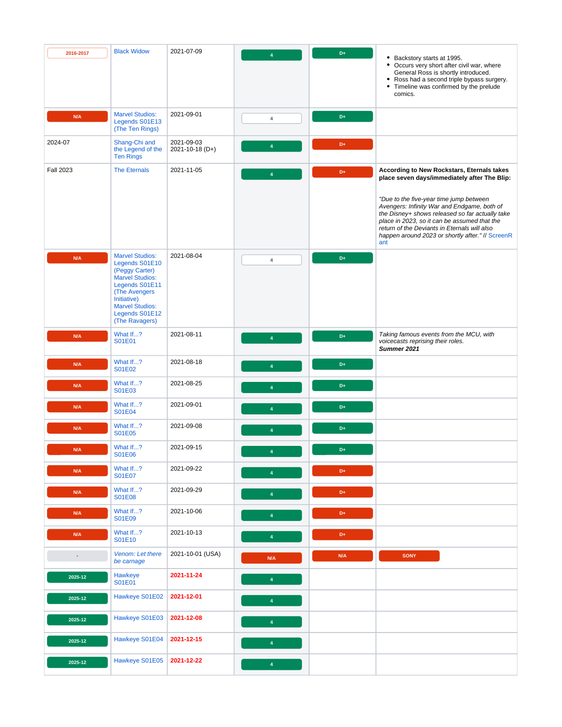| | | | | | |
|---|---|---|---|---|---|
| 2016-2017 | Black Widow | 2021-07-09 | 4 | D+ | • Backstory starts at 1995.<br>• Occurs very short after civil war, where General Ross is shortly introduced.<br>• Ross had a second triple bypass surgery.<br>• Timeline was confirmed by the prelude comics. |
| N/A | Marvel Studios: Legends S01E13 (The Ten Rings) | 2021-09-01 | 4 | D+ | |
| 2024-07 | Shang-Chi and the Legend of the Ten Rings | 2021-09-03<br>2021-10-18 (D+) | 4 | D+ | |
| Fall 2023 | The Eternals | 2021-11-05 | 4 | D+ | **According to New Rockstars, Eternals takes place seven days/immediately after The Blip:**<br><br>*"Due to the five-year time jump between Avengers: Infinity War and Endgame, both of the Disney+ shows released so far actually take place in 2023, so it can be assumed that the return of the Deviants in Eternals will also happen around 2023 or shortly after."* // ScreenRant |
| N/A | Marvel Studios: Legends S01E10 (Peggy Carter)<br>Marvel Studios: Legends S01E11 (The Avengers Initiative)<br>Marvel Studios: Legends S01E12 (The Ravagers) | 2021-08-04 | 4 | D+ | |
| N/A | What If...? S01E01 | 2021-08-11 | 4 | D+ | *Taking famous events from the MCU, with voicecasts reprising their roles.*<br>***Summer 2021*** |
| N/A | What If...? S01E02 | 2021-08-18 | 4 | D+ | |
| N/A | What If...? S01E03 | 2021-08-25 | 4 | D+ | |
| N/A | What If...? S01E04 | 2021-09-01 | 4 | D+ | |
| N/A | What If...? S01E05 | 2021-09-08 | 4 | D+ | |
| N/A | What If...? S01E06 | 2021-09-15 | 4 | D+ | |
| N/A | What If...? S01E07 | 2021-09-22 | 4 | D+ | |
| N/A | What If...? S01E08 | 2021-09-29 | 4 | D+ | |
| N/A | What If...? S01E09 | 2021-10-06 | 4 | D+ | |
| N/A | What If...? S01E10 | 2021-10-13 | 4 | D+ | |
| - | *Venom: Let there be carnage* | 2021-10-01 (USA) | N/A | N/A | SONY |
| 2025-12 | Hawkeye S01E01 | **2021-11-24** | 4 | | |
| 2025-12 | Hawkeye S01E02 | **2021-12-01** | 4 | | |
| 2025-12 | Hawkeye S01E03 | **2021-12-08** | 4 | | |
| 2025-12 | Hawkeye S01E04 | **2021-12-15** | 4 | | |
| 2025-12 | Hawkeye S01E05 | **2021-12-22** | 4 | | |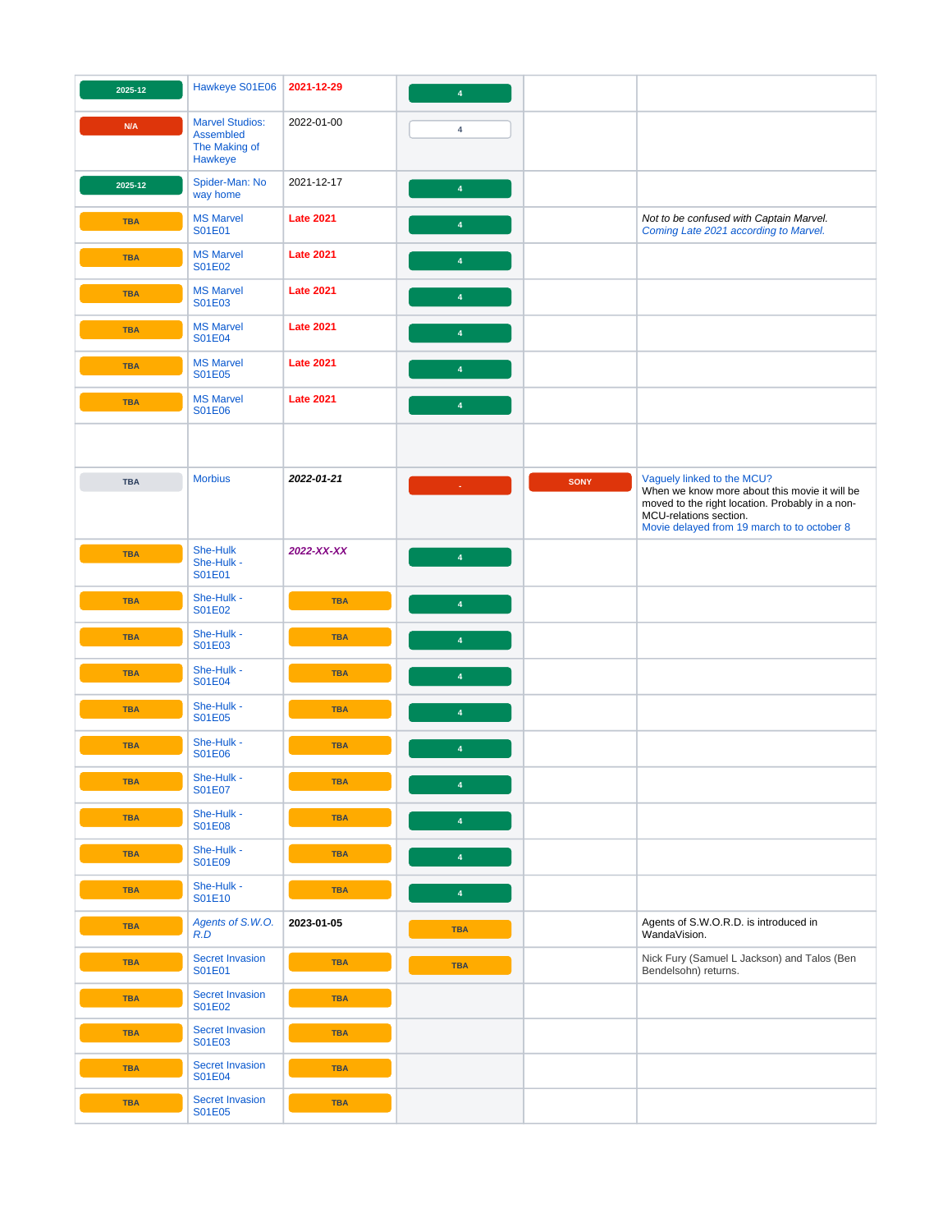| | | | | | |
|---|---|---|---|---|---|
| 2025-12 | Hawkeye S01E06 | **2021-12-29** | 4 | | |
| N/A | Marvel Studios: Assembled The Making of Hawkeye | 2022-01-00 | 4 | | |
| 2025-12 | Spider-Man: No way home | 2021-12-17 | 4 | | |
| TBA | MS Marvel S01E01 | **Late 2021** | 4 | | *Not to be confused with Captain Marvel. Coming Late 2021 according to Marvel.* |
| TBA | MS Marvel S01E02 | **Late 2021** | 4 | | |
| TBA | MS Marvel S01E03 | **Late 2021** | 4 | | |
| TBA | MS Marvel S01E04 | **Late 2021** | 4 | | |
| TBA | MS Marvel S01E05 | **Late 2021** | 4 | | |
| TBA | MS Marvel S01E06 | **Late 2021** | 4 | | |
| | | | | | |
| TBA | Morbius | ***2022-01-21*** | - | SONY | Vaguely linked to the MCU? When we know more about this movie it will be moved to the right location. Probably in a non-MCU-relations section. Movie delayed from 19 march to to october 8 |
| TBA | She-Hulk She-Hulk - S01E01 | ***2022-XX-XX*** | 4 | | |
| TBA | She-Hulk - S01E02 | TBA | 4 | | |
| TBA | She-Hulk - S01E03 | TBA | 4 | | |
| TBA | She-Hulk - S01E04 | TBA | 4 | | |
| TBA | She-Hulk - S01E05 | TBA | 4 | | |
| TBA | She-Hulk - S01E06 | TBA | 4 | | |
| TBA | She-Hulk - S01E07 | TBA | 4 | | |
| TBA | She-Hulk - S01E08 | TBA | 4 | | |
| TBA | She-Hulk - S01E09 | TBA | 4 | | |
| TBA | She-Hulk - S01E10 | TBA | 4 | | |
| TBA | *Agents of S.W.O. R.D* | 2023-01-05 | TBA | | Agents of S.W.O.R.D. is introduced in WandaVision. |
| TBA | Secret Invasion S01E01 | TBA | TBA | | Nick Fury (Samuel L Jackson) and Talos (Ben Bendelsohn) returns. |
| TBA | Secret Invasion S01E02 | TBA | | | |
| TBA | Secret Invasion S01E03 | TBA | | | |
| TBA | Secret Invasion S01E04 | TBA | | | |
| TBA | Secret Invasion S01E05 | TBA | | | |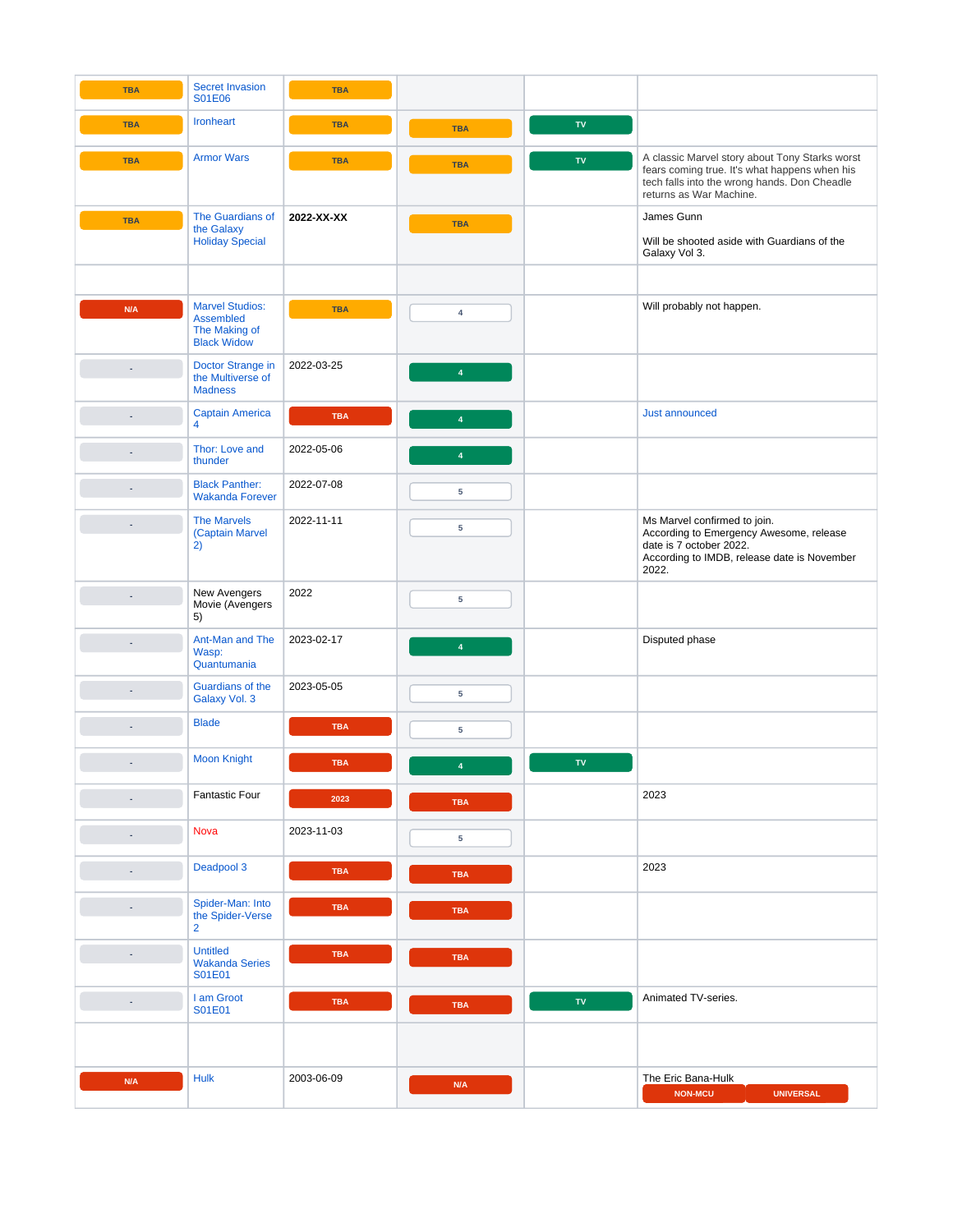| | | | | | |
|---|---|---|---|---|---|
| TBA | Secret Invasion S01E06 | TBA | | | |
| TBA | Ironheart | TBA | TBA | TV | |
| TBA | Armor Wars | TBA | TBA | TV | A classic Marvel story about Tony Starks worst fears coming true. It's what happens when his tech falls into the wrong hands. Don Cheadle returns as War Machine. |
| TBA | The Guardians of the Galaxy Holiday Special | **2022-XX-XX** | TBA | | James Gunn<br><br>Will be shooted aside with Guardians of the Galaxy Vol 3. |
| | | | | | |
| N/A | Marvel Studios: Assembled The Making of Black Widow | TBA | 4 | | Will probably not happen. |
| - | Doctor Strange in the Multiverse of Madness | 2022-03-25 | 4 | | |
| - | Captain America 4 | TBA | 4 | | Just announced |
| - | Thor: Love and thunder | 2022-05-06 | 4 | | |
| - | Black Panther: Wakanda Forever | 2022-07-08 | 5 | | |
| - | The Marvels (Captain Marvel 2) | 2022-11-11 | 5 | | Ms Marvel confirmed to join.<br>According to Emergency Awesome, release date is 7 october 2022.<br>According to IMDB, release date is November 2022. |
| - | New Avengers Movie (Avengers 5) | 2022 | 5 | | |
| - | Ant-Man and The Wasp: Quantumania | 2023-02-17 | 4 | | Disputed phase |
| - | Guardians of the Galaxy Vol. 3 | 2023-05-05 | 5 | | |
| - | Blade | TBA | 5 | | |
| - | Moon Knight | TBA | 4 | TV | |
| - | Fantastic Four | 2023 | TBA | | 2023 |
| - | Nova | 2023-11-03 | 5 | | |
| - | Deadpool 3 | TBA | TBA | | 2023 |
| - | Spider-Man: Into the Spider-Verse 2 | TBA | TBA | | |
| - | Untitled Wakanda Series S01E01 | TBA | TBA | | |
| - | I am Groot S01E01 | TBA | TBA | TV | Animated TV-series. |
| | | | | | |
| N/A | Hulk | 2003-06-09 | N/A | | The Eric Bana-Hulk<br>NON-MCU UNIVERSAL |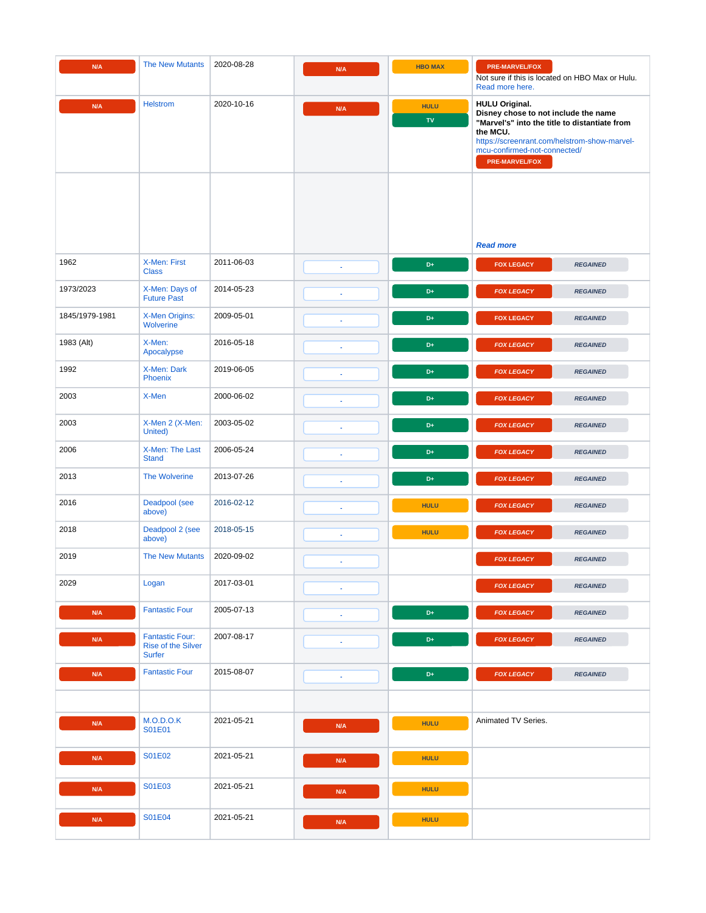| | | | | | |
|---|---|---|---|---|---|
| N/A | The New Mutants | 2020-08-28 | N/A | HBO MAX | PRE-MARVEL/FOX<br>Not sure if this is located on HBO Max or Hulu. Read more here. |
| N/A | Helstrom | 2020-10-16 | N/A | HULU<br>TV | **HULU Original.**<br>**Disney chose to not include the name "Marvel's" into the title to distantiate from the MCU.**<br>https://screenrant.com/helstrom-show-marvel-mcu-confirmed-not-connected/<br>PRE-MARVEL/FOX |
| | | | | | ***Read more*** |
| 1962 | X-Men: First Class | 2011-06-03 | - | D+ | FOX LEGACY REGAINED |
| 1973/2023 | X-Men: Days of Future Past | 2014-05-23 | - | D+ | FOX LEGACY REGAINED |
| 1845/1979-1981 | X-Men Origins: Wolverine | 2009-05-01 | - | D+ | FOX LEGACY REGAINED |
| 1983 (Alt) | X-Men: Apocalypse | 2016-05-18 | - | D+ | FOX LEGACY REGAINED |
| 1992 | X-Men: Dark Phoenix | 2019-06-05 | - | D+ | FOX LEGACY REGAINED |
| 2003 | X-Men | 2000-06-02 | - | D+ | FOX LEGACY REGAINED |
| 2003 | X-Men 2 (X-Men: United) | 2003-05-02 | - | D+ | FOX LEGACY REGAINED |
| 2006 | X-Men: The Last Stand | 2006-05-24 | - | D+ | FOX LEGACY REGAINED |
| 2013 | The Wolverine | 2013-07-26 | - | D+ | FOX LEGACY REGAINED |
| 2016 | Deadpool (see above) | 2016-02-12 | - | HULU | FOX LEGACY REGAINED |
| 2018 | Deadpool 2 (see above) | 2018-05-15 | - | HULU | FOX LEGACY REGAINED |
| 2019 | The New Mutants | 2020-09-02 | - | | FOX LEGACY REGAINED |
| 2029 | Logan | 2017-03-01 | - | | FOX LEGACY REGAINED |
| N/A | Fantastic Four | 2005-07-13 | - | D+ | FOX LEGACY REGAINED |
| N/A | Fantastic Four: Rise of the Silver Surfer | 2007-08-17 | - | D+ | FOX LEGACY REGAINED |
| N/A | Fantastic Four | 2015-08-07 | - | D+ | FOX LEGACY REGAINED |
| | | | | | |
| N/A | M.O.D.O.K S01E01 | 2021-05-21 | N/A | HULU | Animated TV Series. |
| N/A | S01E02 | 2021-05-21 | N/A | HULU | |
| N/A | S01E03 | 2021-05-21 | N/A | HULU | |
| N/A | S01E04 | 2021-05-21 | N/A | HULU | |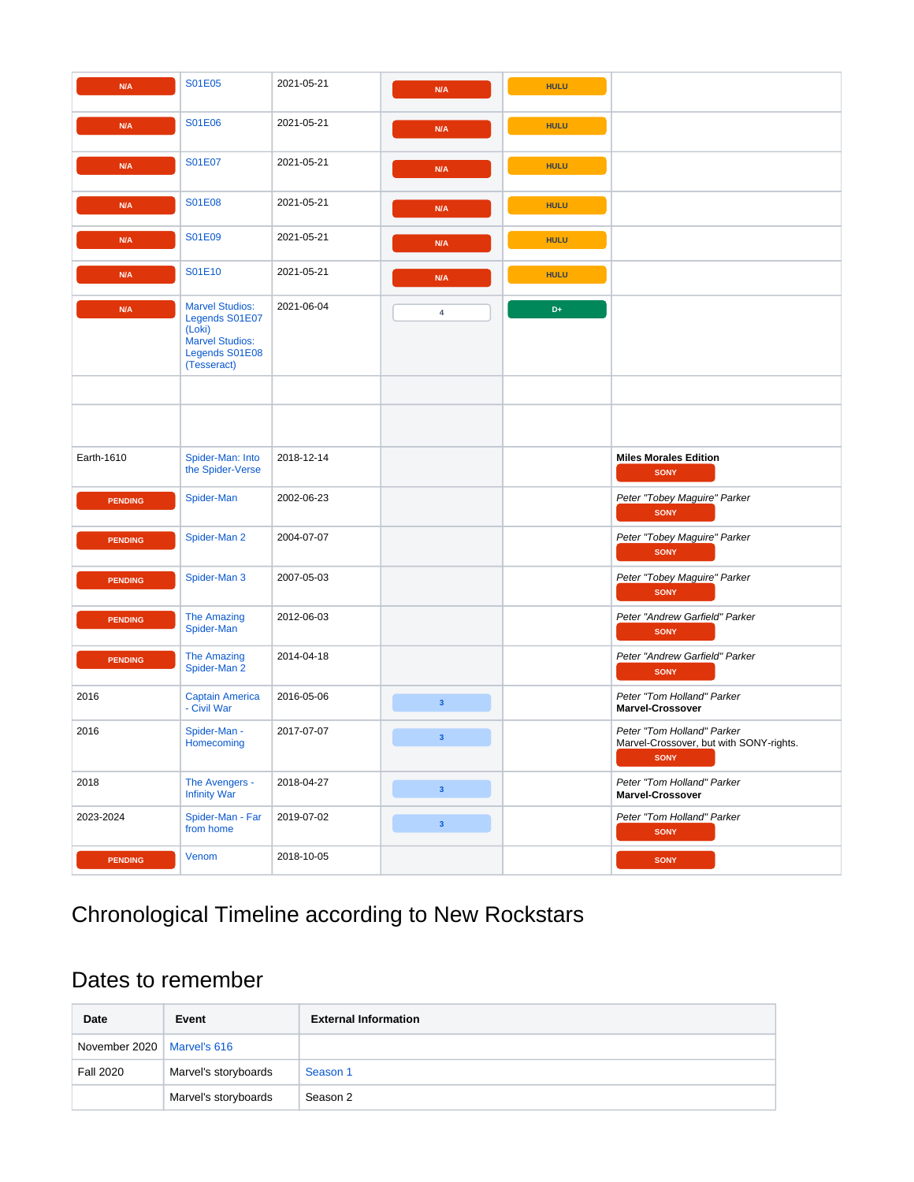| | | | | | |
|---|---|---|---|---|---|
| N/A | S01E05 | 2021-05-21 | N/A | HULU | |
| N/A | S01E06 | 2021-05-21 | N/A | HULU | |
| N/A | S01E07 | 2021-05-21 | N/A | HULU | |
| N/A | S01E08 | 2021-05-21 | N/A | HULU | |
| N/A | S01E09 | 2021-05-21 | N/A | HULU | |
| N/A | S01E10 | 2021-05-21 | N/A | HULU | |
| N/A | Marvel Studios: Legends S01E07 (Loki)<br>Marvel Studios: Legends S01E08 (Tesseract) | 2021-06-04 | 4 | D+ | |
| | | | | | |
| | | | | | |
| Earth-1610 | Spider-Man: Into the Spider-Verse | 2018-12-14 | | | **Miles Morales Edition**<br>SONY |
| PENDING | Spider-Man | 2002-06-23 | | | *Peter "Tobey Maguire" Parker*<br>SONY |
| PENDING | Spider-Man 2 | 2004-07-07 | | | *Peter "Tobey Maguire" Parker*<br>SONY |
| PENDING | Spider-Man 3 | 2007-05-03 | | | *Peter "Tobey Maguire" Parker*<br>SONY |
| PENDING | The Amazing Spider-Man | 2012-06-03 | | | *Peter "Andrew Garfield" Parker*<br>SONY |
| PENDING | The Amazing Spider-Man 2 | 2014-04-18 | | | *Peter "Andrew Garfield" Parker*<br>SONY |
| 2016 | Captain America - Civil War | 2016-05-06 | 3 | | *Peter "Tom Holland" Parker*<br>**Marvel-Crossover** |
| 2016 | Spider-Man - Homecoming | 2017-07-07 | 3 | | *Peter "Tom Holland" Parker*<br>Marvel-Crossover, but with SONY-rights.<br>SONY |
| 2018 | The Avengers - Infinity War | 2018-04-27 | 3 | | *Peter "Tom Holland" Parker*<br>**Marvel-Crossover** |
| 2023-2024 | Spider-Man - Far from home | 2019-07-02 | 3 | | *Peter "Tom Holland" Parker*<br>SONY |
| PENDING | Venom | 2018-10-05 | | | SONY |

## Chronological Timeline according to New Rockstars

## Dates to remember

| Date | Event | External Information |
|---|---|---|
| November 2020 | Marvel's 616 | |
| Fall 2020 | Marvel's storyboards | Season 1 |
| | Marvel's storyboards | Season 2 |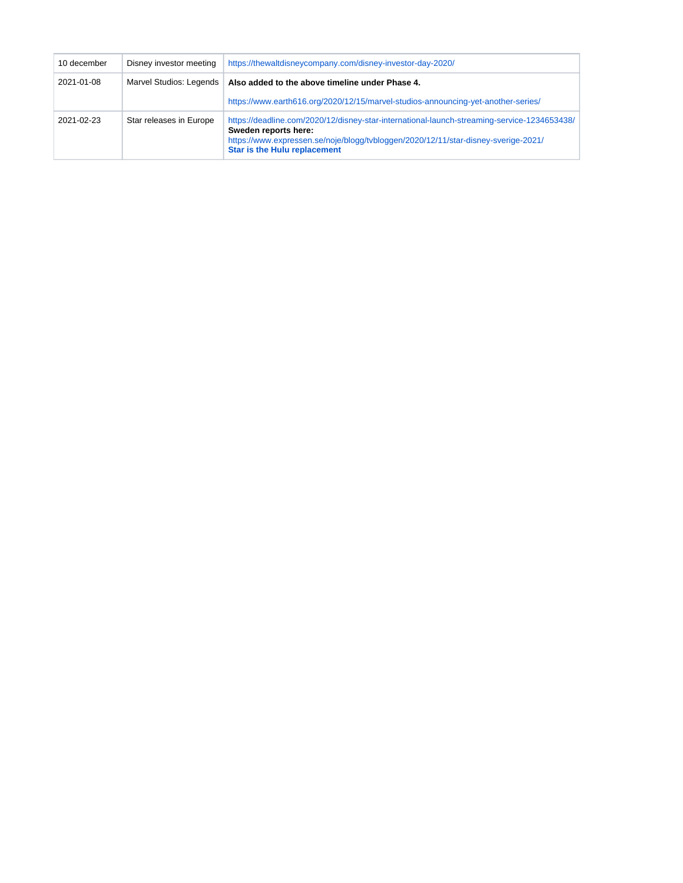| | | |
|---|---|---|
| 10 december | Disney investor meeting | https://thewaltdisneycompany.com/disney-investor-day-2020/ |
| 2021-01-08 | Marvel Studios: Legends | **Also added to the above timeline under Phase 4.** <br><br> https://www.earth616.org/2020/12/15/marvel-studios-announcing-yet-another-series/ |
| 2021-02-23 | Star releases in Europe | https://deadline.com/2020/12/disney-star-international-launch-streaming-service-1234653438/ <br> **Sweden reports here:** <br> https://www.expressen.se/noje/blogg/tvbloggen/2020/12/11/star-disney-sverige-2021/ <br> **Star is the Hulu replacement** |